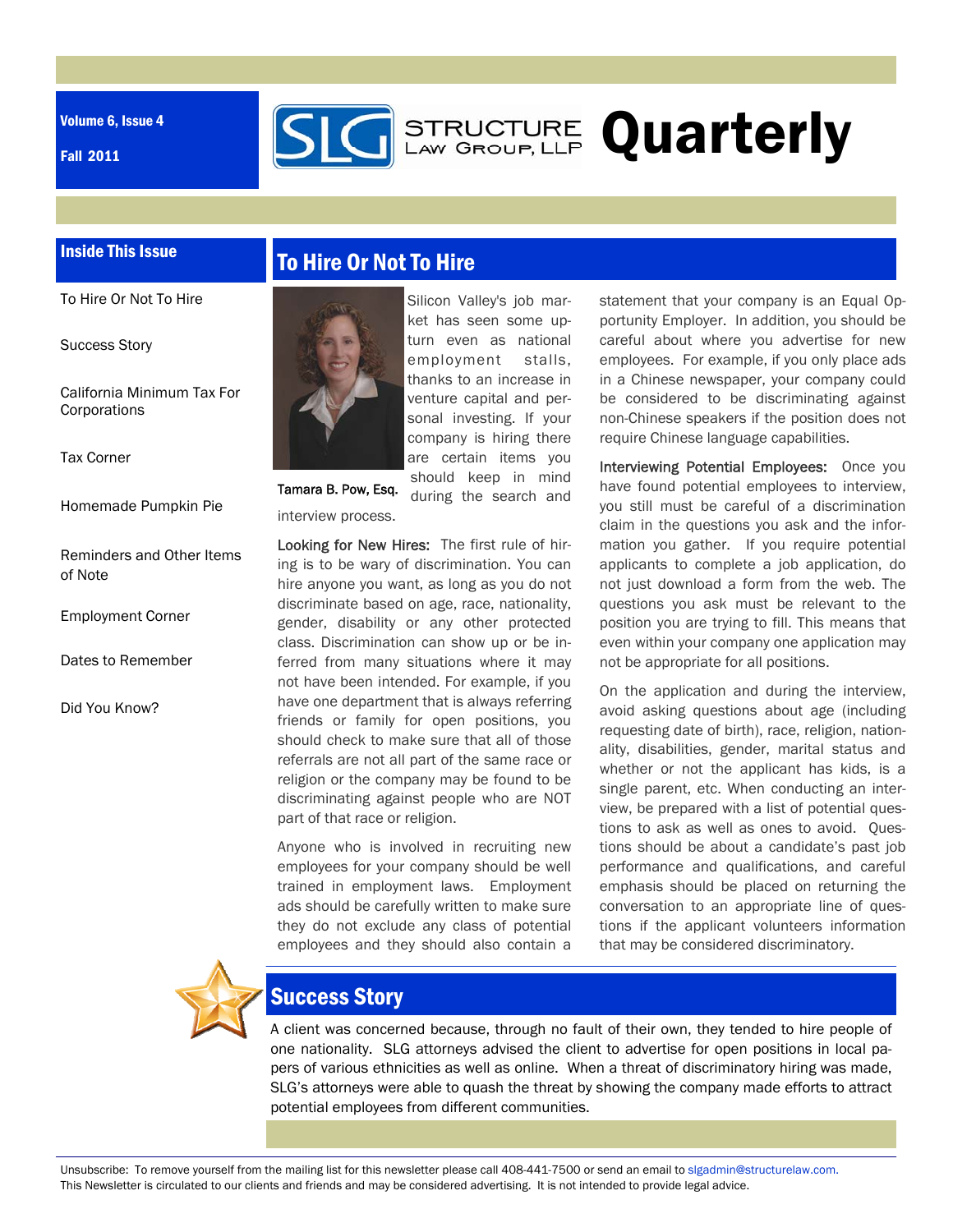Volume 6, Issue 4

Fall 2011

# Structure Law Group, LLP Quarterly

## Inside This Issue

- To Hire Or Not To Hire
- Success Story
- California Minimum Tax For Corporations
- Tax Corner
- Homemade Pumpkin Pie
- Reminders and Other Items of Note
- Employment Corner
- Dates to Remember
- Did You Know?

## To Hire Or Not To Hire

Tamara B. Pow, Esq.

Silicon Valley's job market has seen some upturn even as national employment stalls, thanks to an increase in venture capital and personal investing. If your company is hiring there are certain items you should keep in mind during the search and interview process.

**Looking for New Hires:** The first rule of hiring is to be wary of discrimination. You can hire anyone you want, as long as you do not discriminate based on age, race, nationality, gender, disability or any other protected class. Discrimination can show up or be inferred from many situations where it may not have been intended. For example, if you have one department that is always referring friends or family for open positions, you should check to make sure that all of those referrals are not all part of the same race or religion or the company may be found to be discriminating against people who are NOT part of that race or religion.

Anyone who is involved in recruiting new employees for your company should be well trained in employment laws. Employment ads should be carefully written to make sure they do not exclude any class of potential employees and they should also contain a statement that your company is an Equal Opportunity Employer. In addition, you should be careful about where you advertise for new employees. For example, if you only place ads in a Chinese newspaper, your company could be considered to be discriminating against non-Chinese speakers if the position does not require Chinese language capabilities.

**Interviewing Potential Employees:** Once you have found potential employees to interview, you still must be careful of a discrimination claim in the questions you ask and the information you gather. If you require potential applicants to complete a job application, do not just download a form from the web. The questions you ask must be relevant to the position you are trying to fill. This means that even within your company one application may not be appropriate for all positions.

On the application and during the interview, avoid asking questions about age (including requesting date of birth), race, religion, nationality, disabilities, gender, marital status and whether or not the applicant has kids, is a single parent, etc. When conducting an interview, be prepared with a list of potential questions to ask as well as ones to avoid. Questions should be about a candidate's past job performance and qualifications, and careful emphasis should be placed on returning the conversation to an appropriate line of questions if the applicant volunteers information that may be considered discriminatory.

## Success Story

A client was concerned because, through no fault of their own, they tended to hire people of one nationality. SLG attorneys advised the client to advertise for open positions in local papers of various ethnicities as well as online. When a threat of discriminatory hiring was made, SLG's attorneys were able to quash the threat by showing the company made efforts to attract potential employees from different communities.

Unsubscribe: To remove yourself from the mailing list for this newsletter please call 408-441-7500 or send an email to slgadmin@structurelaw.com. This Newsletter is circulated to our clients and friends and may be considered advertising. It is not intended to provide legal advice.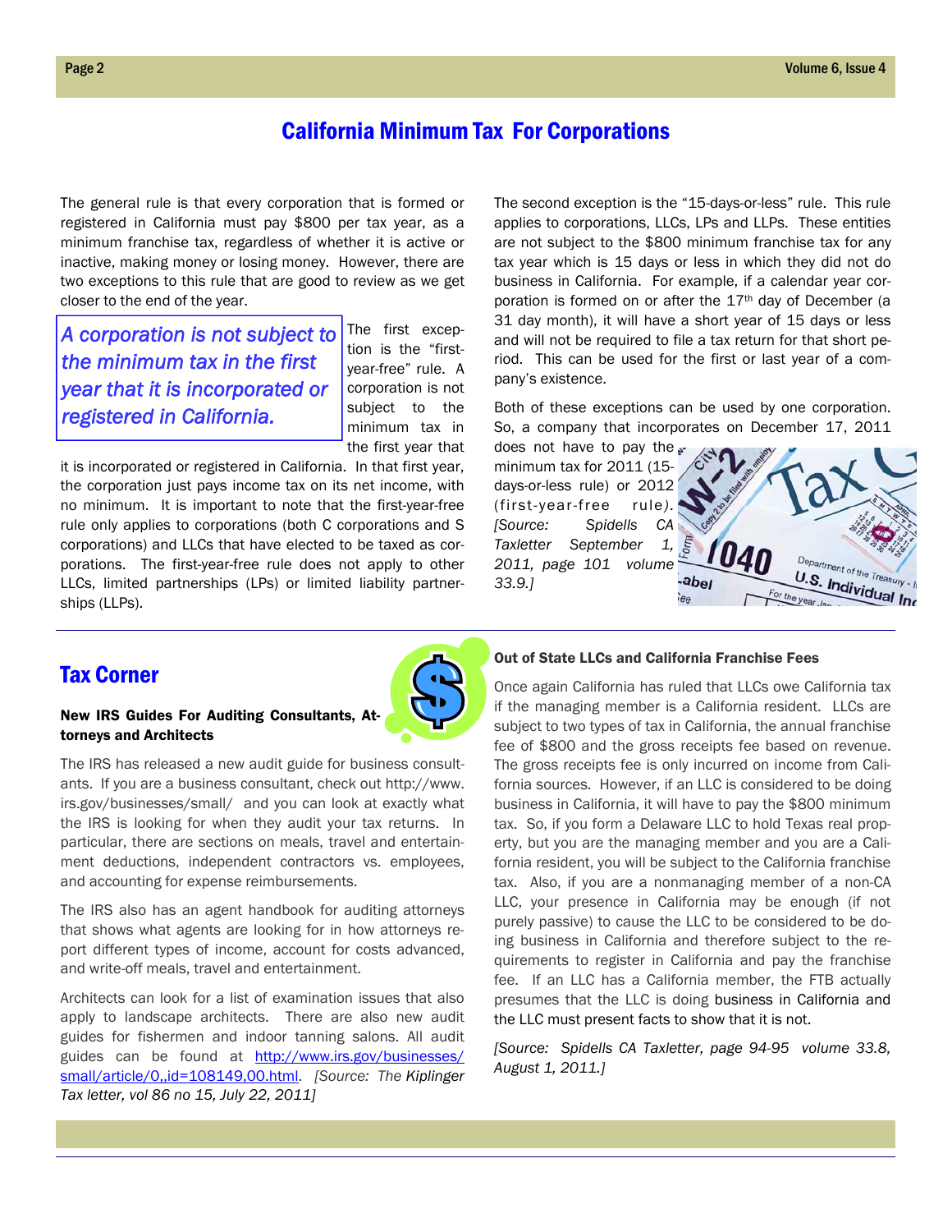# California Minimum Tax For Corporations

The general rule is that every corporation that is formed or registered in California must pay $800 per tax year, as a minimum franchise tax, regardless of whether it is active or inactive, making money or losing money. However, there are two exceptions to this rule that are good to review as we get closer to the end of the year.

*A corporation is not subject to the minimum tax in the first year that it is incorporated or registered in California.*

The first exception is the "first-year-free" rule. A corporation is not subject to the minimum tax in the first year that it is incorporated or registered in California. In that first year, the corporation just pays income tax on its net income, with no minimum. It is important to note that the first-year-free rule only applies to corporations (both C corporations and S corporations) and LLCs that have elected to be taxed as corporations. The first-year-free rule does not apply to other LLCs, limited partnerships (LPs) or limited liability partnerships (LLPs).

The second exception is the "15-days-or-less" rule. This rule applies to corporations, LLCs, LPs and LLPs. These entities are not subject to the $800 minimum franchise tax for any tax year which is 15 days or less in which they did not do business in California. For example, if a calendar year corporation is formed on or after the 17th day of December (a 31 day month), it will have a short year of 15 days or less and will not be required to file a tax return for that short period. This can be used for the first or last year of a company's existence.

Both of these exceptions can be used by one corporation. So, a company that incorporates on December 17, 2011 does not have to pay the minimum tax for 2011 (15-days-or-less rule) or 2012 (first-year-free rule). *[Source: Spidells CA Taxletter September 1, 2011, page 101 volume 33.9.]*

## Tax Corner

### New IRS Guides For Auditing Consultants, Attorneys and Architects

The IRS has released a new audit guide for business consultants. If you are a business consultant, check out http://www.irs.gov/businesses/small/ and you can look at exactly what the IRS is looking for when they audit your tax returns. In particular, there are sections on meals, travel and entertainment deductions, independent contractors vs. employees, and accounting for expense reimbursements.

The IRS also has an agent handbook for auditing attorneys that shows what agents are looking for in how attorneys report different types of income, account for costs advanced, and write-off meals, travel and entertainment.

Architects can look for a list of examination issues that also apply to landscape architects. There are also new audit guides for fishermen and indoor tanning salons. All audit guides can be found at http://www.irs.gov/businesses/small/article/0,,id=108149,00.html. *[Source: The Kiplinger Tax letter, vol 86 no 15, July 22, 2011]*

### Out of State LLCs and California Franchise Fees

Once again California has ruled that LLCs owe California tax if the managing member is a California resident. LLCs are subject to two types of tax in California, the annual franchise fee of $800 and the gross receipts fee based on revenue. The gross receipts fee is only incurred on income from California sources. However, if an LLC is considered to be doing business in California, it will have to pay the $800 minimum tax. So, if you form a Delaware LLC to hold Texas real property, but you are the managing member and you are a California resident, you will be subject to the California franchise tax. Also, if you are a nonmanaging member of a non-CA LLC, your presence in California may be enough (if not purely passive) to cause the LLC to be considered to be doing business in California and therefore subject to the requirements to register in California and pay the franchise fee. If an LLC has a California member, the FTB actually presumes that the LLC is doing business in California and the LLC must present facts to show that it is not.

*[Source: Spidells CA Taxletter, page 94-95 volume 33.8, August 1, 2011.]*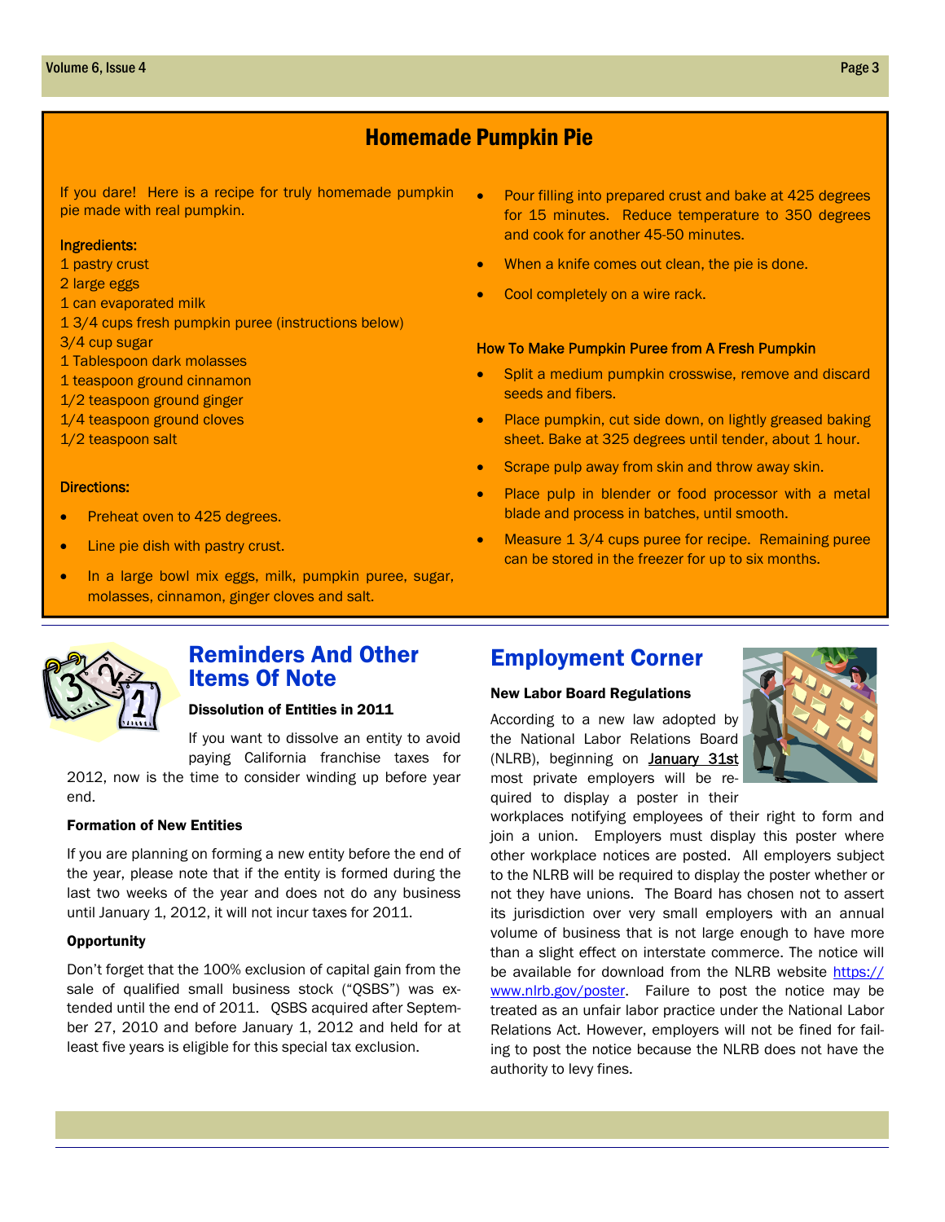## Homemade Pumpkin Pie

If you dare! Here is a recipe for truly homemade pumpkin pie made with real pumpkin.

**Ingredients:**

1 pastry crust
2 large eggs
1 can evaporated milk
1 3/4 cups fresh pumpkin puree (instructions below)
3/4 cup sugar
1 Tablespoon dark molasses
1 teaspoon ground cinnamon
1/2 teaspoon ground ginger
1/4 teaspoon ground cloves
1/2 teaspoon salt

**Directions:**

- Preheat oven to 425 degrees.
- Line pie dish with pastry crust.
- In a large bowl mix eggs, milk, pumpkin puree, sugar, molasses, cinnamon, ginger cloves and salt.
- Pour filling into prepared crust and bake at 425 degrees for 15 minutes. Reduce temperature to 350 degrees and cook for another 45-50 minutes.
- When a knife comes out clean, the pie is done.
- Cool completely on a wire rack.

**How To Make Pumpkin Puree from A Fresh Pumpkin**

- Split a medium pumpkin crosswise, remove and discard seeds and fibers.
- Place pumpkin, cut side down, on lightly greased baking sheet. Bake at 325 degrees until tender, about 1 hour.
- Scrape pulp away from skin and throw away skin.
- Place pulp in blender or food processor with a metal blade and process in batches, until smooth.
- Measure 1 3/4 cups puree for recipe. Remaining puree can be stored in the freezer for up to six months.

## Reminders And Other Items Of Note

**Dissolution of Entities in 2011**

If you want to dissolve an entity to avoid paying California franchise taxes for 2012, now is the time to consider winding up before year end.

**Formation of New Entities**

If you are planning on forming a new entity before the end of the year, please note that if the entity is formed during the last two weeks of the year and does not do any business until January 1, 2012, it will not incur taxes for 2011.

**Opportunity**

Don't forget that the 100% exclusion of capital gain from the sale of qualified small business stock ("QSBS") was extended until the end of 2011. QSBS acquired after September 27, 2010 and before January 1, 2012 and held for at least five years is eligible for this special tax exclusion.

## Employment Corner

**New Labor Board Regulations**

According to a new law adopted by the National Labor Relations Board (NLRB), beginning on January 31st most private employers will be required to display a poster in their workplaces notifying employees of their right to form and join a union. Employers must display this poster where other workplace notices are posted. All employers subject to the NLRB will be required to display the poster whether or not they have unions. The Board has chosen not to assert its jurisdiction over very small employers with an annual volume of business that is not large enough to have more than a slight effect on interstate commerce. The notice will be available for download from the NLRB website https://www.nlrb.gov/poster. Failure to post the notice may be treated as an unfair labor practice under the National Labor Relations Act. However, employers will not be fined for failing to post the notice because the NLRB does not have the authority to levy fines.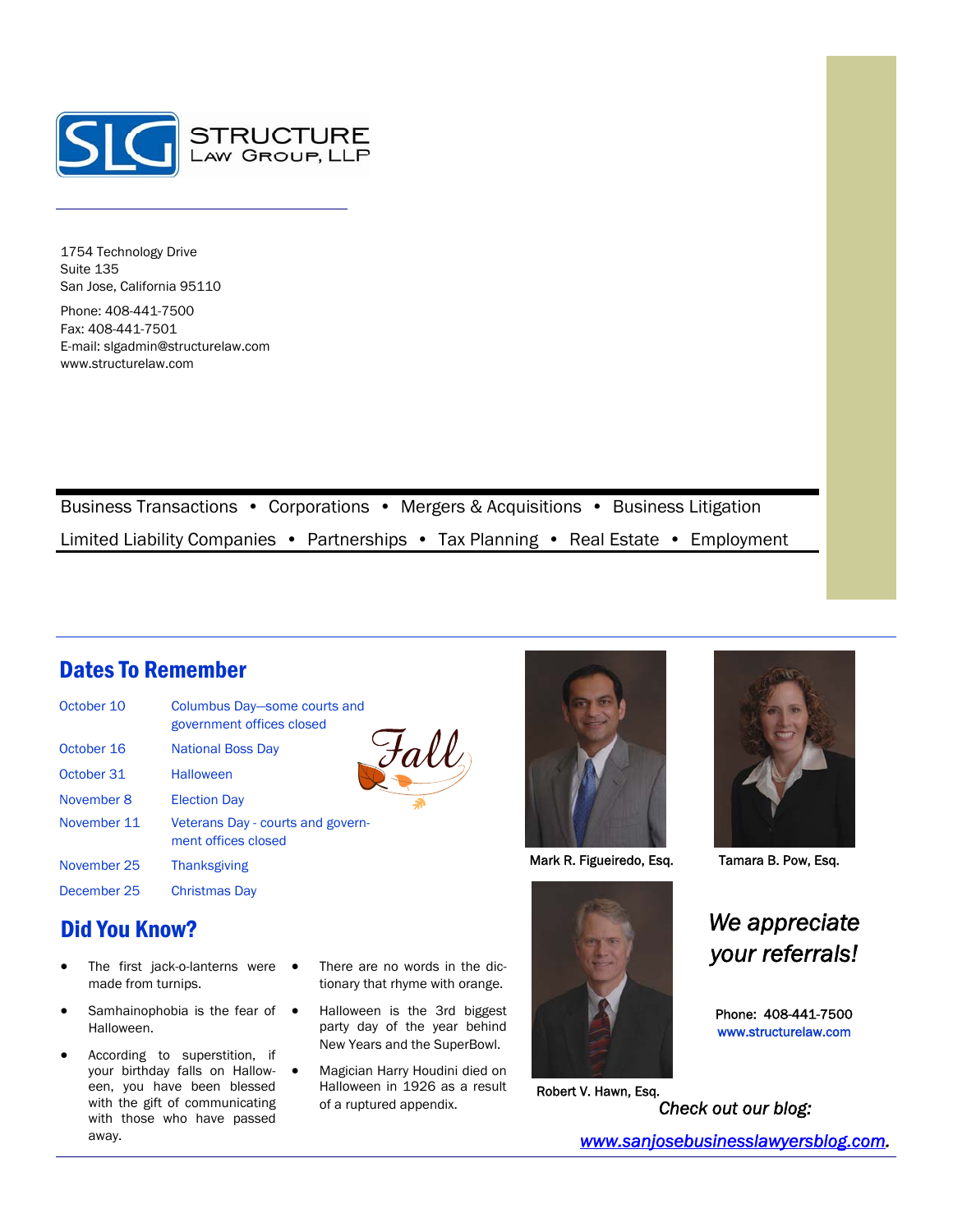**STRUCTURE**
**LAW GROUP, LLP**

1754 Technology Drive
Suite 135
San Jose, California 95110

Phone: 408-441-7500
Fax: 408-441-7501
E-mail: slgadmin@structurelaw.com
www.structurelaw.com

Business Transactions • Corporations • Mergers & Acquisitions • Business Litigation
Limited Liability Companies • Partnerships • Tax Planning • Real Estate • Employment

## Dates To Remember

| | |
|---|---|
| October 10 | Columbus Day—some courts and government offices closed |
| October 16 | National Boss Day |
| October 31 | Halloween |
| November 8 | Election Day |
| November 11 | Veterans Day - courts and government offices closed |
| November 25 | Thanksgiving |
| December 25 | Christmas Day |

Fall

## Did You Know?

- The first jack-o-lanterns were made from turnips.
- Samhainophobia is the fear of Halloween.
- According to superstition, if your birthday falls on Halloween, you have been blessed with the gift of communicating with those who have passed away.
- There are no words in the dictionary that rhyme with orange.
- Halloween is the 3rd biggest party day of the year behind New Years and the SuperBowl.
- Magician Harry Houdini died on Halloween in 1926 as a result of a ruptured appendix.

Mark R. Figueiredo, Esq.

Tamara B. Pow, Esq.

Robert V. Hawn, Esq.

*We appreciate your referrals!*

Phone: 408-441-7500
www.structurelaw.com

*Check out our blog:*

*www.sanjosebusinesslawyersblog.com.*